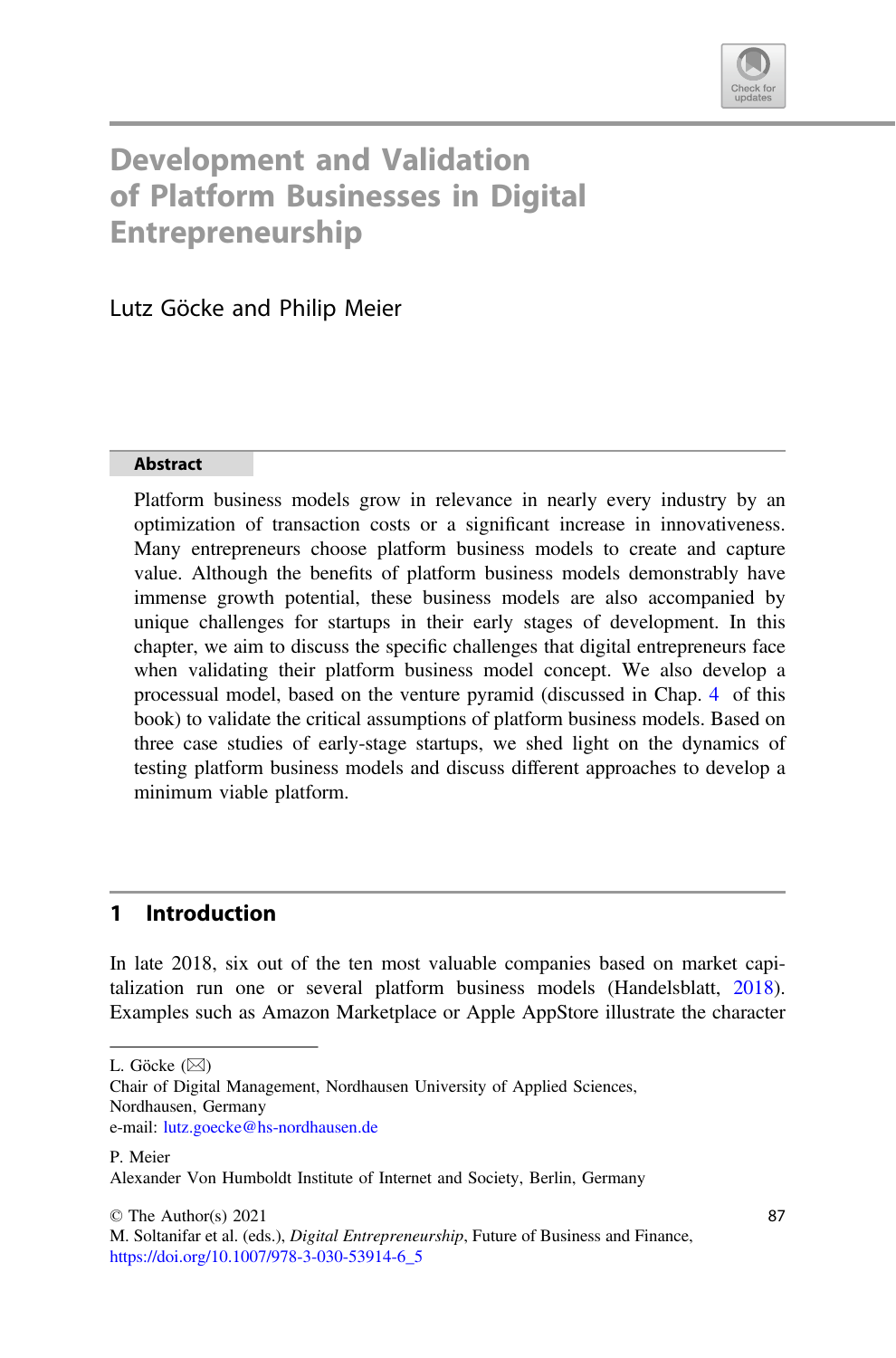# Development and Validation of Platform Businesses in Digital Entrepreneurship

Lutz Göcke and Philip Meier

**Abstract**

Platform business models grow in relevance in nearly every industry by an optimization of transaction costs or a significant increase in innovativeness. Many entrepreneurs choose platform business models to create and capture value. Although the benefits of platform business models demonstrably have immense growth potential, these business models are also accompanied by unique challenges for startups in their early stages of development. In this chapter, we aim to discuss the specific challenges that digital entrepreneurs face when validating their platform business model concept. We also develop a processual model, based on the venture pyramid (discussed in Chap. 4 of this book) to validate the critical assumptions of platform business models. Based on three case studies of early-stage startups, we shed light on the dynamics of testing platform business models and discuss different approaches to develop a minimum viable platform.

## 1 Introduction

In late 2018, six out of the ten most valuable companies based on market capitalization run one or several platform business models (Handelsblatt, 2018). Examples such as Amazon Marketplace or Apple AppStore illustrate the character

---

L. Göcke (✉)
Chair of Digital Management, Nordhausen University of Applied Sciences, Nordhausen, Germany
e-mail: lutz.goecke@hs-nordhausen.de

P. Meier
Alexander Von Humboldt Institute of Internet and Society, Berlin, Germany

© The Author(s) 2021
M. Soltanifar et al. (eds.), *Digital Entrepreneurship*, Future of Business and Finance,
https://doi.org/10.1007/978-3-030-53914-6_5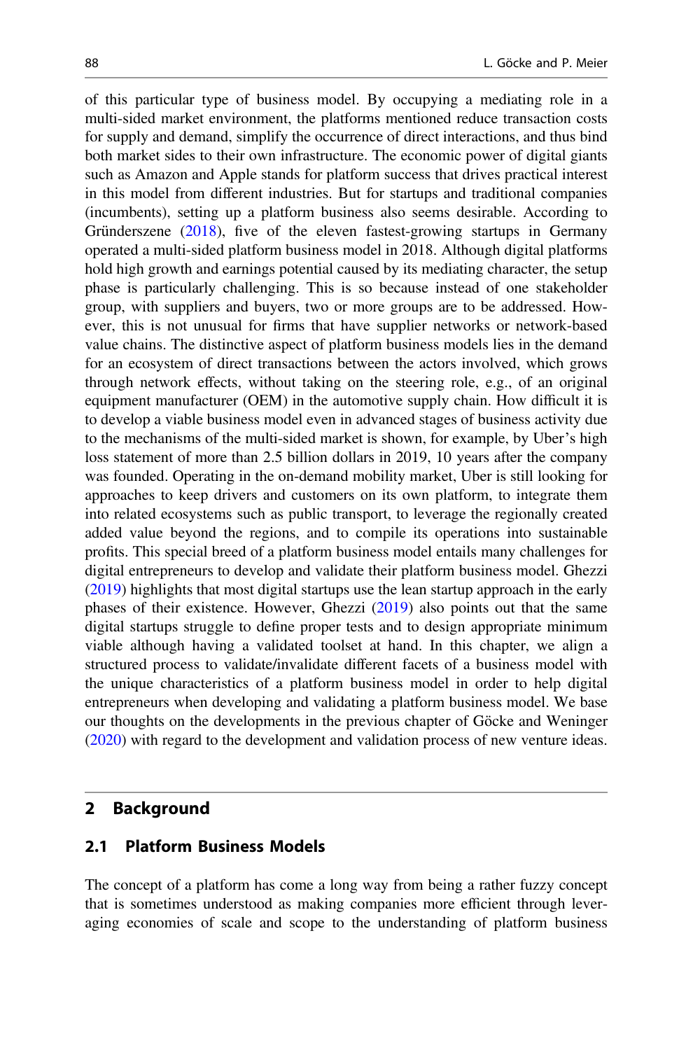of this particular type of business model. By occupying a mediating role in a multi-sided market environment, the platforms mentioned reduce transaction costs for supply and demand, simplify the occurrence of direct interactions, and thus bind both market sides to their own infrastructure. The economic power of digital giants such as Amazon and Apple stands for platform success that drives practical interest in this model from different industries. But for startups and traditional companies (incumbents), setting up a platform business also seems desirable. According to Gründerszene (2018), five of the eleven fastest-growing startups in Germany operated a multi-sided platform business model in 2018. Although digital platforms hold high growth and earnings potential caused by its mediating character, the setup phase is particularly challenging. This is so because instead of one stakeholder group, with suppliers and buyers, two or more groups are to be addressed. However, this is not unusual for firms that have supplier networks or network-based value chains. The distinctive aspect of platform business models lies in the demand for an ecosystem of direct transactions between the actors involved, which grows through network effects, without taking on the steering role, e.g., of an original equipment manufacturer (OEM) in the automotive supply chain. How difficult it is to develop a viable business model even in advanced stages of business activity due to the mechanisms of the multi-sided market is shown, for example, by Uber's high loss statement of more than 2.5 billion dollars in 2019, 10 years after the company was founded. Operating in the on-demand mobility market, Uber is still looking for approaches to keep drivers and customers on its own platform, to integrate them into related ecosystems such as public transport, to leverage the regionally created added value beyond the regions, and to compile its operations into sustainable profits. This special breed of a platform business model entails many challenges for digital entrepreneurs to develop and validate their platform business model. Ghezzi (2019) highlights that most digital startups use the lean startup approach in the early phases of their existence. However, Ghezzi (2019) also points out that the same digital startups struggle to define proper tests and to design appropriate minimum viable although having a validated toolset at hand. In this chapter, we align a structured process to validate/invalidate different facets of a business model with the unique characteristics of a platform business model in order to help digital entrepreneurs when developing and validating a platform business model. We base our thoughts on the developments in the previous chapter of Göcke and Weninger (2020) with regard to the development and validation process of new venture ideas.

## 2 Background

### 2.1 Platform Business Models

The concept of a platform has come a long way from being a rather fuzzy concept that is sometimes understood as making companies more efficient through leveraging economies of scale and scope to the understanding of platform business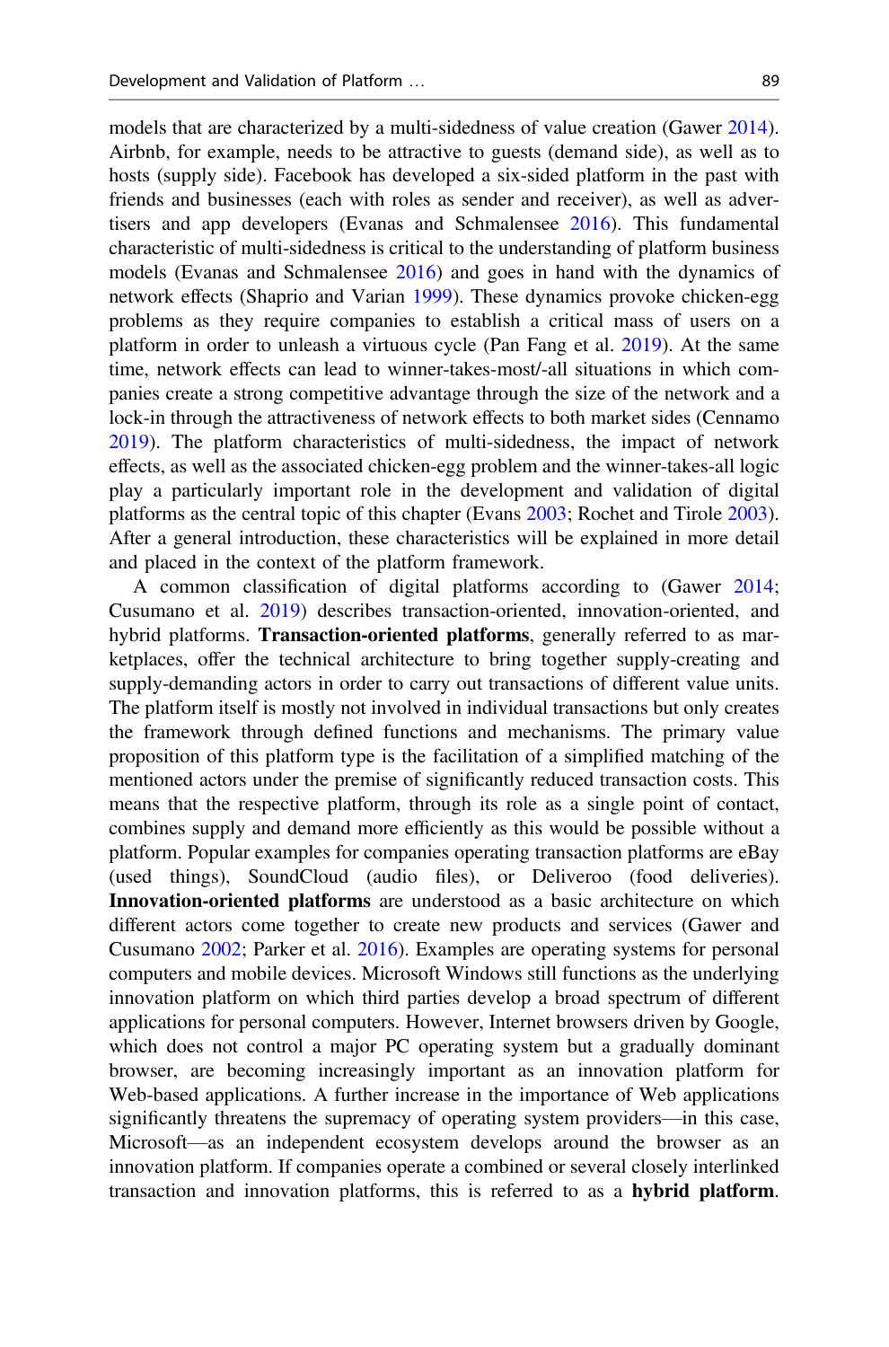models that are characterized by a multi-sidedness of value creation (Gawer 2014). Airbnb, for example, needs to be attractive to guests (demand side), as well as to hosts (supply side). Facebook has developed a six-sided platform in the past with friends and businesses (each with roles as sender and receiver), as well as advertisers and app developers (Evanas and Schmalensee 2016). This fundamental characteristic of multi-sidedness is critical to the understanding of platform business models (Evanas and Schmalensee 2016) and goes in hand with the dynamics of network effects (Shaprio and Varian 1999). These dynamics provoke chicken-egg problems as they require companies to establish a critical mass of users on a platform in order to unleash a virtuous cycle (Pan Fang et al. 2019). At the same time, network effects can lead to winner-takes-most/-all situations in which companies create a strong competitive advantage through the size of the network and a lock-in through the attractiveness of network effects to both market sides (Cennamo 2019). The platform characteristics of multi-sidedness, the impact of network effects, as well as the associated chicken-egg problem and the winner-takes-all logic play a particularly important role in the development and validation of digital platforms as the central topic of this chapter (Evans 2003; Rochet and Tirole 2003). After a general introduction, these characteristics will be explained in more detail and placed in the context of the platform framework.

A common classification of digital platforms according to (Gawer 2014; Cusumano et al. 2019) describes transaction-oriented, innovation-oriented, and hybrid platforms. **Transaction-oriented platforms**, generally referred to as marketplaces, offer the technical architecture to bring together supply-creating and supply-demanding actors in order to carry out transactions of different value units. The platform itself is mostly not involved in individual transactions but only creates the framework through defined functions and mechanisms. The primary value proposition of this platform type is the facilitation of a simplified matching of the mentioned actors under the premise of significantly reduced transaction costs. This means that the respective platform, through its role as a single point of contact, combines supply and demand more efficiently as this would be possible without a platform. Popular examples for companies operating transaction platforms are eBay (used things), SoundCloud (audio files), or Deliveroo (food deliveries). **Innovation-oriented platforms** are understood as a basic architecture on which different actors come together to create new products and services (Gawer and Cusumano 2002; Parker et al. 2016). Examples are operating systems for personal computers and mobile devices. Microsoft Windows still functions as the underlying innovation platform on which third parties develop a broad spectrum of different applications for personal computers. However, Internet browsers driven by Google, which does not control a major PC operating system but a gradually dominant browser, are becoming increasingly important as an innovation platform for Web-based applications. A further increase in the importance of Web applications significantly threatens the supremacy of operating system providers—in this case, Microsoft—as an independent ecosystem develops around the browser as an innovation platform. If companies operate a combined or several closely interlinked transaction and innovation platforms, this is referred to as a **hybrid platform**.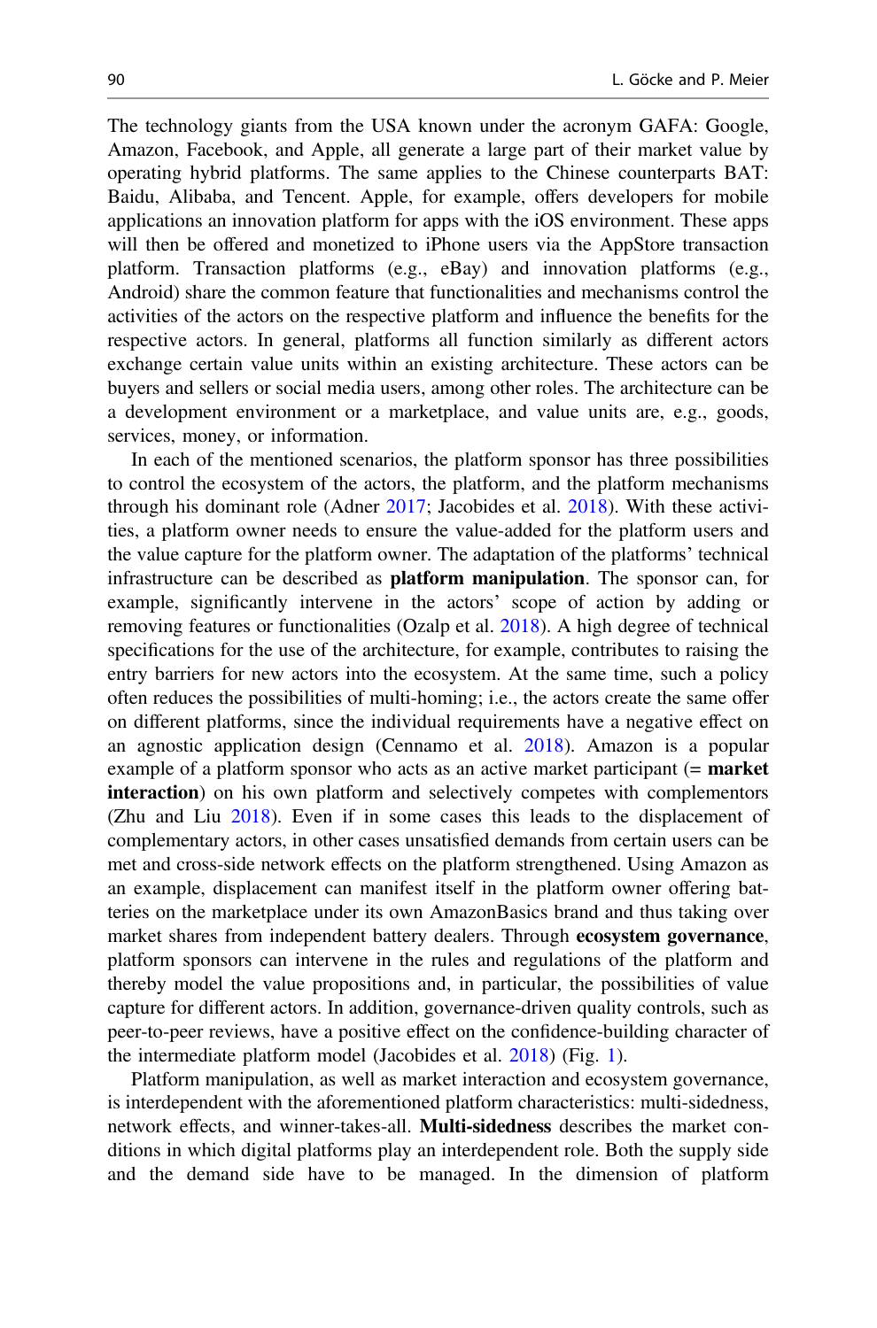The technology giants from the USA known under the acronym GAFA: Google, Amazon, Facebook, and Apple, all generate a large part of their market value by operating hybrid platforms. The same applies to the Chinese counterparts BAT: Baidu, Alibaba, and Tencent. Apple, for example, offers developers for mobile applications an innovation platform for apps with the iOS environment. These apps will then be offered and monetized to iPhone users via the AppStore transaction platform. Transaction platforms (e.g., eBay) and innovation platforms (e.g., Android) share the common feature that functionalities and mechanisms control the activities of the actors on the respective platform and influence the benefits for the respective actors. In general, platforms all function similarly as different actors exchange certain value units within an existing architecture. These actors can be buyers and sellers or social media users, among other roles. The architecture can be a development environment or a marketplace, and value units are, e.g., goods, services, money, or information.

In each of the mentioned scenarios, the platform sponsor has three possibilities to control the ecosystem of the actors, the platform, and the platform mechanisms through his dominant role (Adner 2017; Jacobides et al. 2018). With these activities, a platform owner needs to ensure the value-added for the platform users and the value capture for the platform owner. The adaptation of the platforms' technical infrastructure can be described as **platform manipulation**. The sponsor can, for example, significantly intervene in the actors' scope of action by adding or removing features or functionalities (Ozalp et al. 2018). A high degree of technical specifications for the use of the architecture, for example, contributes to raising the entry barriers for new actors into the ecosystem. At the same time, such a policy often reduces the possibilities of multi-homing; i.e., the actors create the same offer on different platforms, since the individual requirements have a negative effect on an agnostic application design (Cennamo et al. 2018). Amazon is a popular example of a platform sponsor who acts as an active market participant (= **market interaction**) on his own platform and selectively competes with complementors (Zhu and Liu 2018). Even if in some cases this leads to the displacement of complementary actors, in other cases unsatisfied demands from certain users can be met and cross-side network effects on the platform strengthened. Using Amazon as an example, displacement can manifest itself in the platform owner offering batteries on the marketplace under its own AmazonBasics brand and thus taking over market shares from independent battery dealers. Through **ecosystem governance**, platform sponsors can intervene in the rules and regulations of the platform and thereby model the value propositions and, in particular, the possibilities of value capture for different actors. In addition, governance-driven quality controls, such as peer-to-peer reviews, have a positive effect on the confidence-building character of the intermediate platform model (Jacobides et al. 2018) (Fig. 1).

Platform manipulation, as well as market interaction and ecosystem governance, is interdependent with the aforementioned platform characteristics: multi-sidedness, network effects, and winner-takes-all. **Multi-sidedness** describes the market conditions in which digital platforms play an interdependent role. Both the supply side and the demand side have to be managed. In the dimension of platform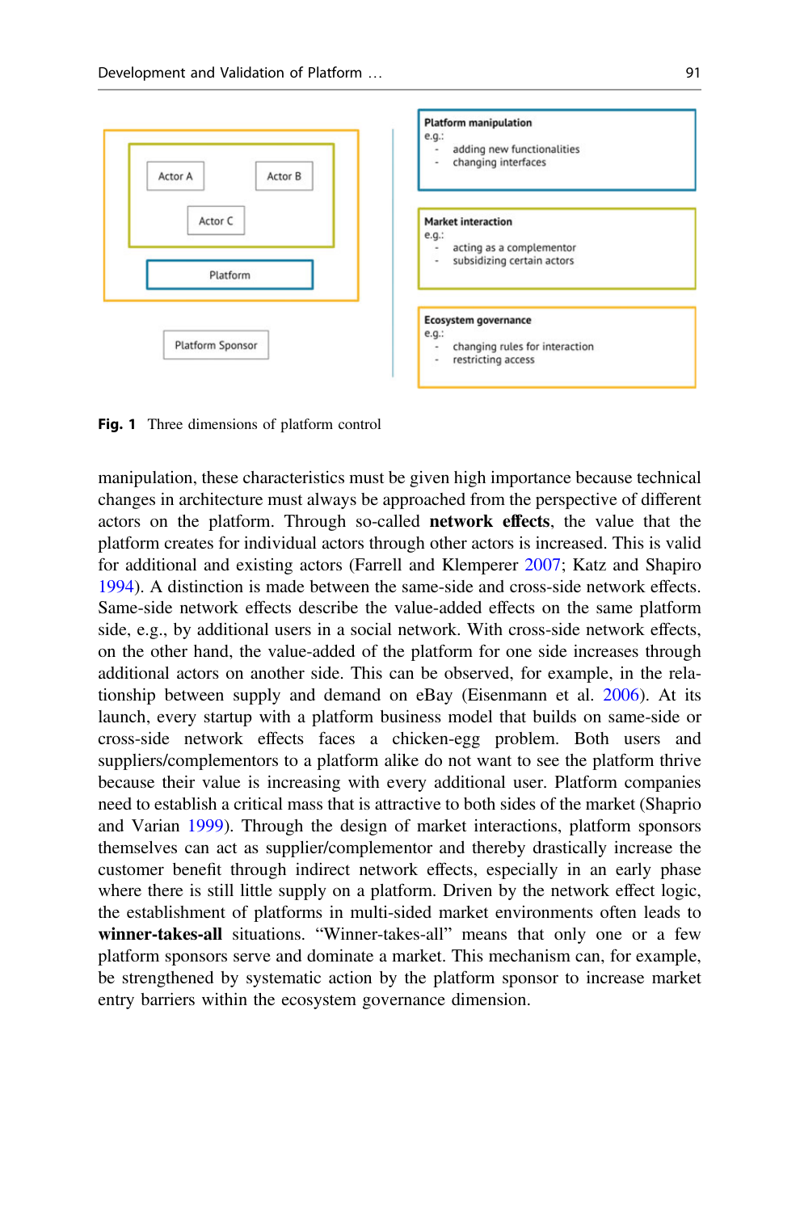Actor A

Actor B

Actor C

Platform

Platform Sponsor

**Platform manipulation**
e.g.:
- adding new functionalities
- changing interfaces

**Market interaction**
e.g.:
- acting as a complementor
- subsidizing certain actors

**Ecosystem governance**
e.g.:
- changing rules for interaction
- restricting access

**Fig. 1** Three dimensions of platform control

manipulation, these characteristics must be given high importance because technical changes in architecture must always be approached from the perspective of different actors on the platform. Through so-called **network effects**, the value that the platform creates for individual actors through other actors is increased. This is valid for additional and existing actors (Farrell and Klemperer 2007; Katz and Shapiro 1994). A distinction is made between the same-side and cross-side network effects. Same-side network effects describe the value-added effects on the same platform side, e.g., by additional users in a social network. With cross-side network effects, on the other hand, the value-added of the platform for one side increases through additional actors on another side. This can be observed, for example, in the relationship between supply and demand on eBay (Eisenmann et al. 2006). At its launch, every startup with a platform business model that builds on same-side or cross-side network effects faces a chicken-egg problem. Both users and suppliers/complementors to a platform alike do not want to see the platform thrive because their value is increasing with every additional user. Platform companies need to establish a critical mass that is attractive to both sides of the market (Shaprio and Varian 1999). Through the design of market interactions, platform sponsors themselves can act as supplier/complementor and thereby drastically increase the customer benefit through indirect network effects, especially in an early phase where there is still little supply on a platform. Driven by the network effect logic, the establishment of platforms in multi-sided market environments often leads to **winner-takes-all** situations. "Winner-takes-all" means that only one or a few platform sponsors serve and dominate a market. This mechanism can, for example, be strengthened by systematic action by the platform sponsor to increase market entry barriers within the ecosystem governance dimension.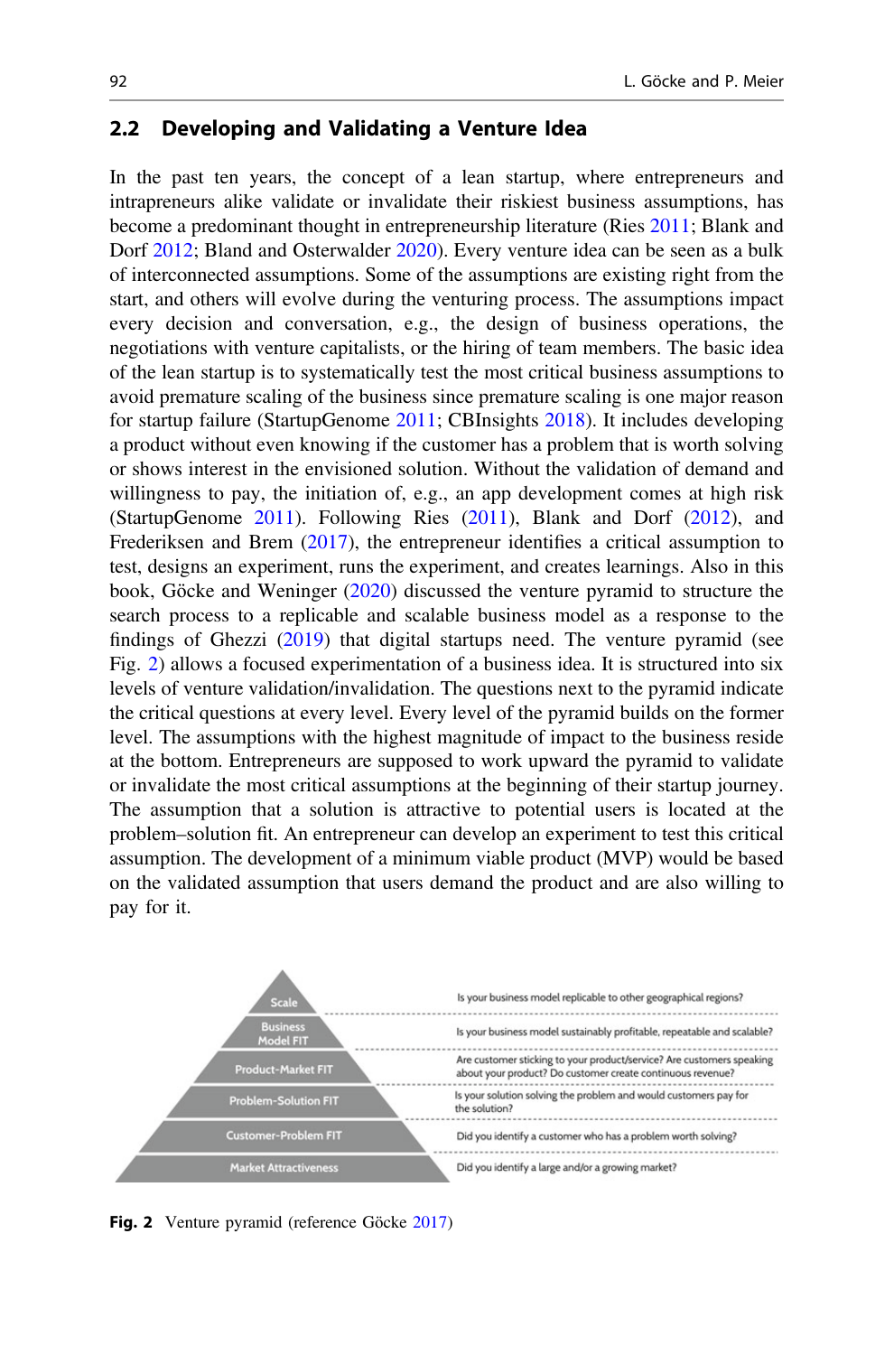## 2.2 Developing and Validating a Venture Idea

In the past ten years, the concept of a lean startup, where entrepreneurs and intrapreneurs alike validate or invalidate their riskiest business assumptions, has become a predominant thought in entrepreneurship literature (Ries 2011; Blank and Dorf 2012; Bland and Osterwalder 2020). Every venture idea can be seen as a bulk of interconnected assumptions. Some of the assumptions are existing right from the start, and others will evolve during the venturing process. The assumptions impact every decision and conversation, e.g., the design of business operations, the negotiations with venture capitalists, or the hiring of team members. The basic idea of the lean startup is to systematically test the most critical business assumptions to avoid premature scaling of the business since premature scaling is one major reason for startup failure (StartupGenome 2011; CBInsights 2018). It includes developing a product without even knowing if the customer has a problem that is worth solving or shows interest in the envisioned solution. Without the validation of demand and willingness to pay, the initiation of, e.g., an app development comes at high risk (StartupGenome 2011). Following Ries (2011), Blank and Dorf (2012), and Frederiksen and Brem (2017), the entrepreneur identifies a critical assumption to test, designs an experiment, runs the experiment, and creates learnings. Also in this book, Göcke and Weninger (2020) discussed the venture pyramid to structure the search process to a replicable and scalable business model as a response to the findings of Ghezzi (2019) that digital startups need. The venture pyramid (see Fig. 2) allows a focused experimentation of a business idea. It is structured into six levels of venture validation/invalidation. The questions next to the pyramid indicate the critical questions at every level. Every level of the pyramid builds on the former level. The assumptions with the highest magnitude of impact to the business reside at the bottom. Entrepreneurs are supposed to work upward the pyramid to validate or invalidate the most critical assumptions at the beginning of their startup journey. The assumption that a solution is attractive to potential users is located at the problem–solution fit. An entrepreneur can develop an experiment to test this critical assumption. The development of a minimum viable product (MVP) would be based on the validated assumption that users demand the product and are also willing to pay for it.

| Level | Question |
| --- | --- |
| Scale | Is your business model replicable to other geographical regions? |
| Business Model FIT | Is your business model sustainably profitable, repeatable and scalable? |
| Product-Market FIT | Are customer sticking to your product/service? Are customers speaking about your product? Do customer create continuous revenue? |
| Problem-Solution FIT | Is your solution solving the problem and would customers pay for the solution? |
| Customer-Problem FIT | Did you identify a customer who has a problem worth solving? |
| Market Attractiveness | Did you identify a large and/or a growing market? |

**Fig. 2** Venture pyramid (reference Göcke 2017)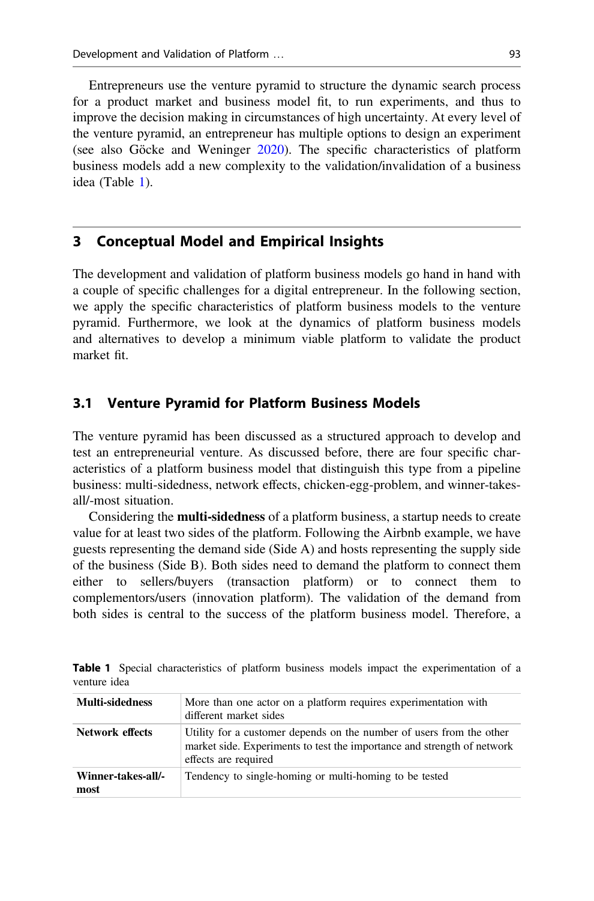Entrepreneurs use the venture pyramid to structure the dynamic search process for a product market and business model fit, to run experiments, and thus to improve the decision making in circumstances of high uncertainty. At every level of the venture pyramid, an entrepreneur has multiple options to design an experiment (see also Göcke and Weninger 2020). The specific characteristics of platform business models add a new complexity to the validation/invalidation of a business idea (Table 1).

## 3 Conceptual Model and Empirical Insights

The development and validation of platform business models go hand in hand with a couple of specific challenges for a digital entrepreneur. In the following section, we apply the specific characteristics of platform business models to the venture pyramid. Furthermore, we look at the dynamics of platform business models and alternatives to develop a minimum viable platform to validate the product market fit.

### 3.1 Venture Pyramid for Platform Business Models

The venture pyramid has been discussed as a structured approach to develop and test an entrepreneurial venture. As discussed before, there are four specific characteristics of a platform business model that distinguish this type from a pipeline business: multi-sidedness, network effects, chicken-egg-problem, and winner-takes-all/-most situation.

Considering the **multi-sidedness** of a platform business, a startup needs to create value for at least two sides of the platform. Following the Airbnb example, we have guests representing the demand side (Side A) and hosts representing the supply side of the business (Side B). Both sides need to demand the platform to connect them either to sellers/buyers (transaction platform) or to connect them to complementors/users (innovation platform). The validation of the demand from both sides is central to the success of the platform business model. Therefore, a

**Table 1** Special characteristics of platform business models impact the experimentation of a venture idea

| | |
|---|---|
| **Multi-sidedness** | More than one actor on a platform requires experimentation with different market sides |
| **Network effects** | Utility for a customer depends on the number of users from the other market side. Experiments to test the importance and strength of network effects are required |
| **Winner-takes-all/-most** | Tendency to single-homing or multi-homing to be tested |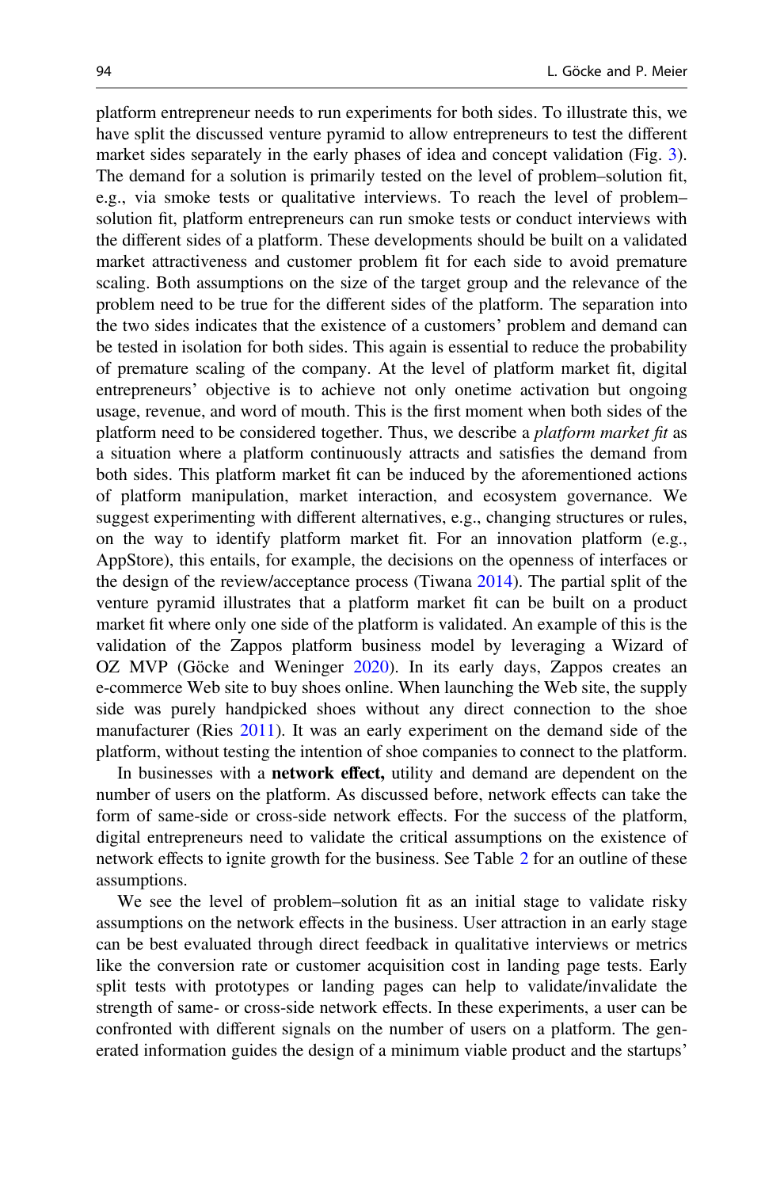platform entrepreneur needs to run experiments for both sides. To illustrate this, we have split the discussed venture pyramid to allow entrepreneurs to test the different market sides separately in the early phases of idea and concept validation (Fig. 3). The demand for a solution is primarily tested on the level of problem–solution fit, e.g., via smoke tests or qualitative interviews. To reach the level of problem–solution fit, platform entrepreneurs can run smoke tests or conduct interviews with the different sides of a platform. These developments should be built on a validated market attractiveness and customer problem fit for each side to avoid premature scaling. Both assumptions on the size of the target group and the relevance of the problem need to be true for the different sides of the platform. The separation into the two sides indicates that the existence of a customers' problem and demand can be tested in isolation for both sides. This again is essential to reduce the probability of premature scaling of the company. At the level of platform market fit, digital entrepreneurs' objective is to achieve not only onetime activation but ongoing usage, revenue, and word of mouth. This is the first moment when both sides of the platform need to be considered together. Thus, we describe a *platform market fit* as a situation where a platform continuously attracts and satisfies the demand from both sides. This platform market fit can be induced by the aforementioned actions of platform manipulation, market interaction, and ecosystem governance. We suggest experimenting with different alternatives, e.g., changing structures or rules, on the way to identify platform market fit. For an innovation platform (e.g., AppStore), this entails, for example, the decisions on the openness of interfaces or the design of the review/acceptance process (Tiwana 2014). The partial split of the venture pyramid illustrates that a platform market fit can be built on a product market fit where only one side of the platform is validated. An example of this is the validation of the Zappos platform business model by leveraging a Wizard of OZ MVP (Göcke and Weninger 2020). In its early days, Zappos creates an e-commerce Web site to buy shoes online. When launching the Web site, the supply side was purely handpicked shoes without any direct connection to the shoe manufacturer (Ries 2011). It was an early experiment on the demand side of the platform, without testing the intention of shoe companies to connect to the platform.

In businesses with a **network effect,** utility and demand are dependent on the number of users on the platform. As discussed before, network effects can take the form of same-side or cross-side network effects. For the success of the platform, digital entrepreneurs need to validate the critical assumptions on the existence of network effects to ignite growth for the business. See Table 2 for an outline of these assumptions.

We see the level of problem–solution fit as an initial stage to validate risky assumptions on the network effects in the business. User attraction in an early stage can be best evaluated through direct feedback in qualitative interviews or metrics like the conversion rate or customer acquisition cost in landing page tests. Early split tests with prototypes or landing pages can help to validate/invalidate the strength of same- or cross-side network effects. In these experiments, a user can be confronted with different signals on the number of users on a platform. The generated information guides the design of a minimum viable product and the startups'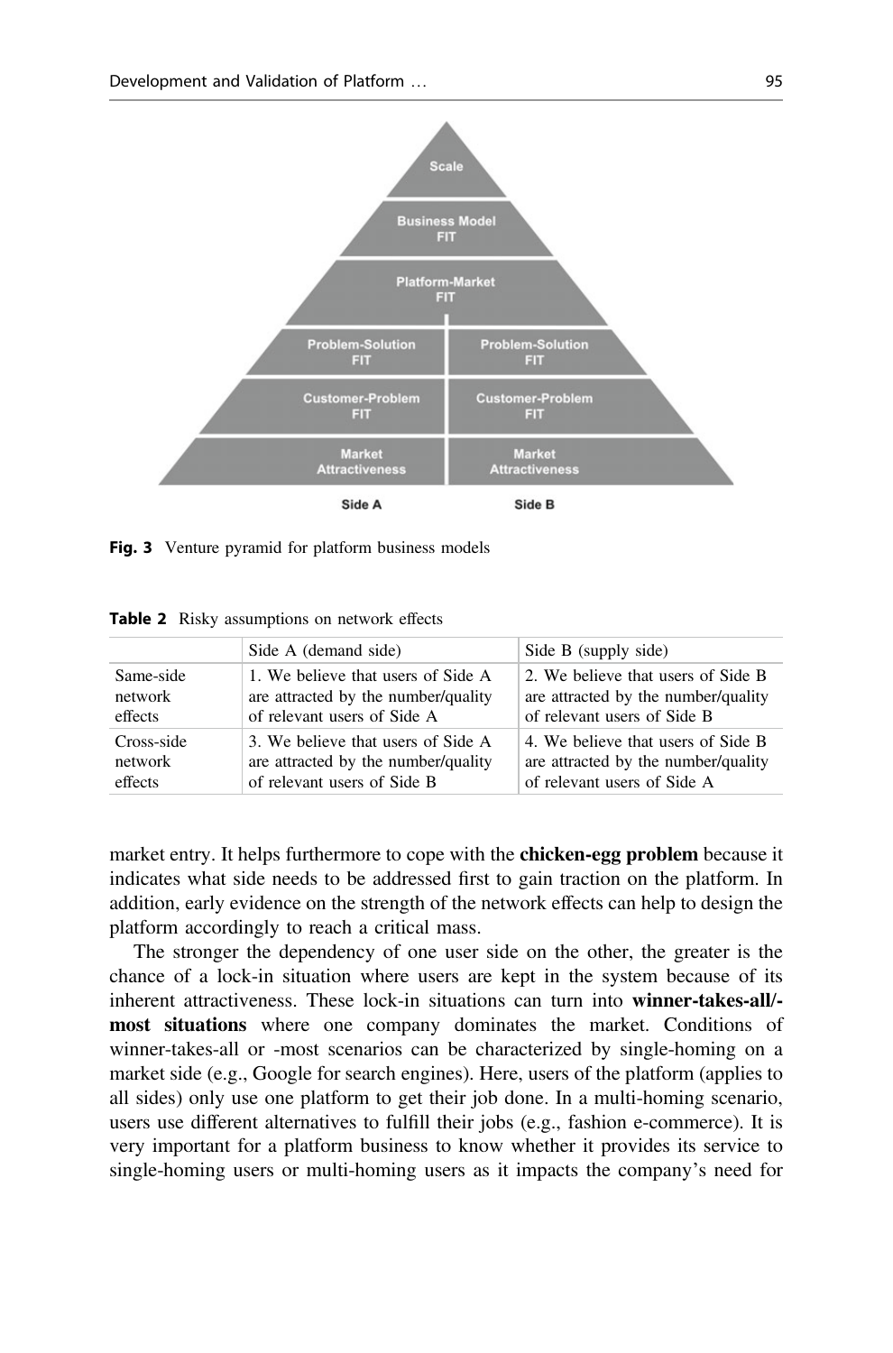**Fig. 3** Venture pyramid for platform business models

**Table 2** Risky assumptions on network effects

| | Side A (demand side) | Side B (supply side) |
|---|---|---|
| Same-side network effects | 1. We believe that users of Side A are attracted by the number/quality of relevant users of Side A | 2. We believe that users of Side B are attracted by the number/quality of relevant users of Side B |
| Cross-side network effects | 3. We believe that users of Side A are attracted by the number/quality of relevant users of Side B | 4. We believe that users of Side B are attracted by the number/quality of relevant users of Side A |

market entry. It helps furthermore to cope with the **chicken-egg problem** because it indicates what side needs to be addressed first to gain traction on the platform. In addition, early evidence on the strength of the network effects can help to design the platform accordingly to reach a critical mass.

The stronger the dependency of one user side on the other, the greater is the chance of a lock-in situation where users are kept in the system because of its inherent attractiveness. These lock-in situations can turn into **winner-takes-all/-most situations** where one company dominates the market. Conditions of winner-takes-all or -most scenarios can be characterized by single-homing on a market side (e.g., Google for search engines). Here, users of the platform (applies to all sides) only use one platform to get their job done. In a multi-homing scenario, users use different alternatives to fulfill their jobs (e.g., fashion e-commerce). It is very important for a platform business to know whether it provides its service to single-homing users or multi-homing users as it impacts the company's need for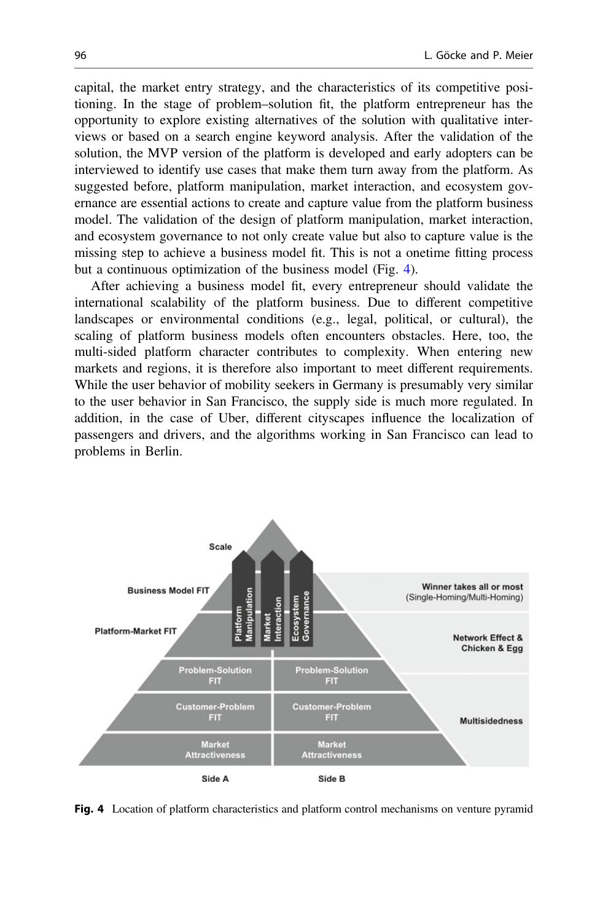capital, the market entry strategy, and the characteristics of its competitive positioning. In the stage of problem–solution fit, the platform entrepreneur has the opportunity to explore existing alternatives of the solution with qualitative interviews or based on a search engine keyword analysis. After the validation of the solution, the MVP version of the platform is developed and early adopters can be interviewed to identify use cases that make them turn away from the platform. As suggested before, platform manipulation, market interaction, and ecosystem governance are essential actions to create and capture value from the platform business model. The validation of the design of platform manipulation, market interaction, and ecosystem governance to not only create value but also to capture value is the missing step to achieve a business model fit. This is not a onetime fitting process but a continuous optimization of the business model (Fig. 4).

After achieving a business model fit, every entrepreneur should validate the international scalability of the platform business. Due to different competitive landscapes or environmental conditions (e.g., legal, political, or cultural), the scaling of platform business models often encounters obstacles. Here, too, the multi-sided platform character contributes to complexity. When entering new markets and regions, it is therefore also important to meet different requirements. While the user behavior of mobility seekers in Germany is presumably very similar to the user behavior in San Francisco, the supply side is much more regulated. In addition, in the case of Uber, different cityscapes influence the localization of passengers and drivers, and the algorithms working in San Francisco can lead to problems in Berlin.

**Fig. 4** Location of platform characteristics and platform control mechanisms on venture pyramid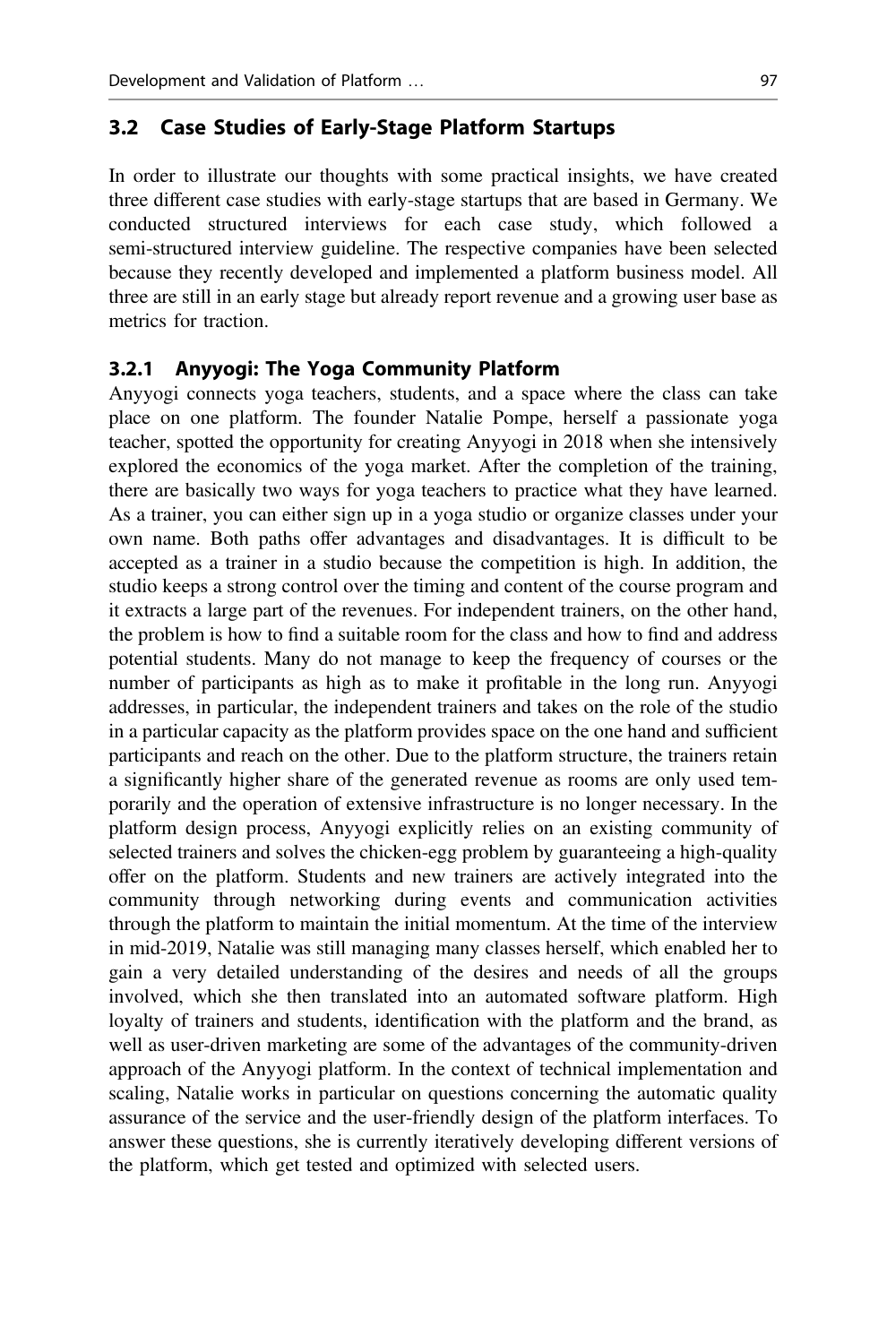## 3.2 Case Studies of Early-Stage Platform Startups

In order to illustrate our thoughts with some practical insights, we have created three different case studies with early-stage startups that are based in Germany. We conducted structured interviews for each case study, which followed a semi-structured interview guideline. The respective companies have been selected because they recently developed and implemented a platform business model. All three are still in an early stage but already report revenue and a growing user base as metrics for traction.

### 3.2.1 Anyyogi: The Yoga Community Platform

Anyyogi connects yoga teachers, students, and a space where the class can take place on one platform. The founder Natalie Pompe, herself a passionate yoga teacher, spotted the opportunity for creating Anyyogi in 2018 when she intensively explored the economics of the yoga market. After the completion of the training, there are basically two ways for yoga teachers to practice what they have learned. As a trainer, you can either sign up in a yoga studio or organize classes under your own name. Both paths offer advantages and disadvantages. It is difficult to be accepted as a trainer in a studio because the competition is high. In addition, the studio keeps a strong control over the timing and content of the course program and it extracts a large part of the revenues. For independent trainers, on the other hand, the problem is how to find a suitable room for the class and how to find and address potential students. Many do not manage to keep the frequency of courses or the number of participants as high as to make it profitable in the long run. Anyyogi addresses, in particular, the independent trainers and takes on the role of the studio in a particular capacity as the platform provides space on the one hand and sufficient participants and reach on the other. Due to the platform structure, the trainers retain a significantly higher share of the generated revenue as rooms are only used temporarily and the operation of extensive infrastructure is no longer necessary. In the platform design process, Anyyogi explicitly relies on an existing community of selected trainers and solves the chicken-egg problem by guaranteeing a high-quality offer on the platform. Students and new trainers are actively integrated into the community through networking during events and communication activities through the platform to maintain the initial momentum. At the time of the interview in mid-2019, Natalie was still managing many classes herself, which enabled her to gain a very detailed understanding of the desires and needs of all the groups involved, which she then translated into an automated software platform. High loyalty of trainers and students, identification with the platform and the brand, as well as user-driven marketing are some of the advantages of the community-driven approach of the Anyyogi platform. In the context of technical implementation and scaling, Natalie works in particular on questions concerning the automatic quality assurance of the service and the user-friendly design of the platform interfaces. To answer these questions, she is currently iteratively developing different versions of the platform, which get tested and optimized with selected users.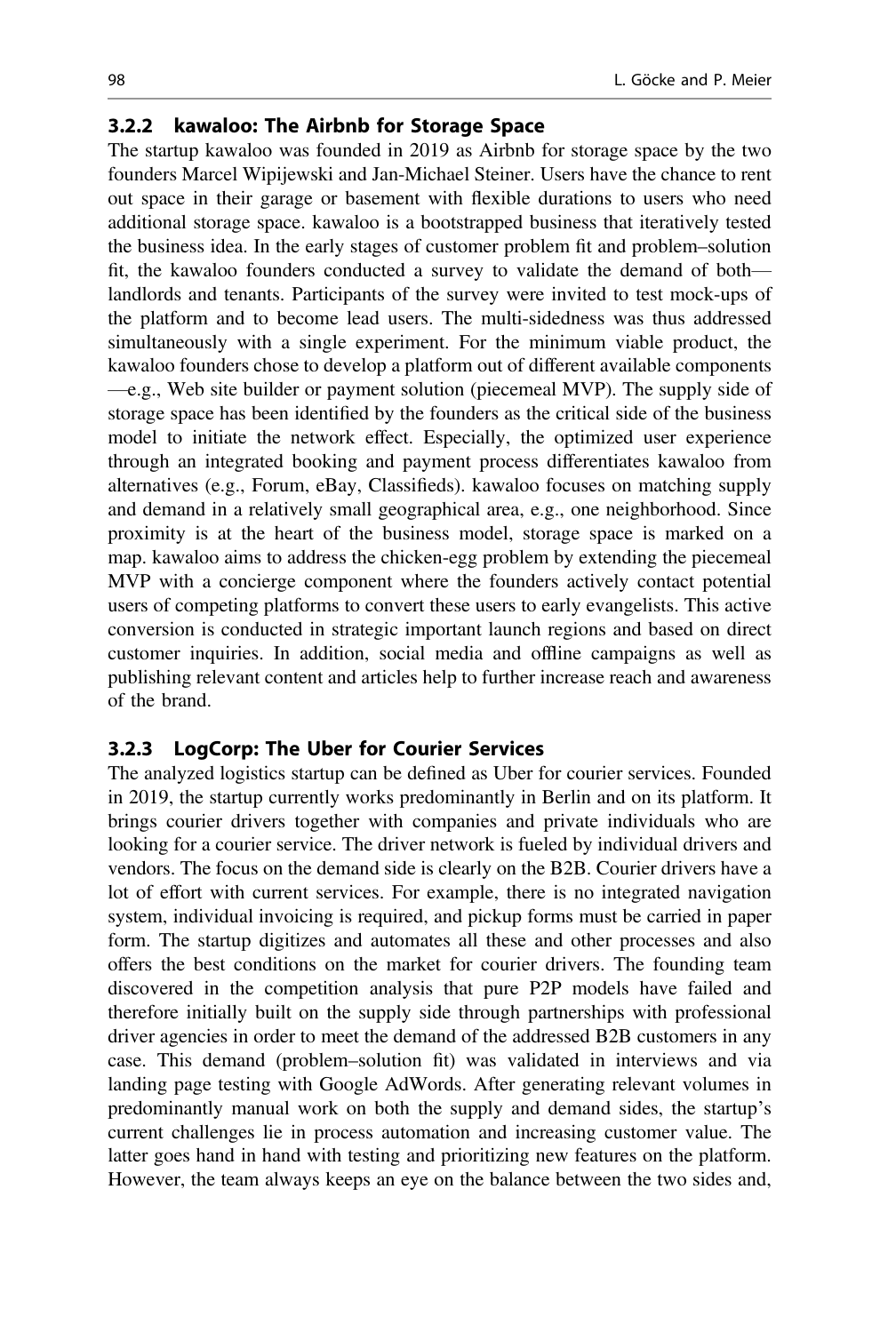### 3.2.2 kawaloo: The Airbnb for Storage Space

The startup kawaloo was founded in 2019 as Airbnb for storage space by the two founders Marcel Wipijewski and Jan-Michael Steiner. Users have the chance to rent out space in their garage or basement with flexible durations to users who need additional storage space. kawaloo is a bootstrapped business that iteratively tested the business idea. In the early stages of customer problem fit and problem–solution fit, the kawaloo founders conducted a survey to validate the demand of both—landlords and tenants. Participants of the survey were invited to test mock-ups of the platform and to become lead users. The multi-sidedness was thus addressed simultaneously with a single experiment. For the minimum viable product, the kawaloo founders chose to develop a platform out of different available components—e.g., Web site builder or payment solution (piecemeal MVP). The supply side of storage space has been identified by the founders as the critical side of the business model to initiate the network effect. Especially, the optimized user experience through an integrated booking and payment process differentiates kawaloo from alternatives (e.g., Forum, eBay, Classifieds). kawaloo focuses on matching supply and demand in a relatively small geographical area, e.g., one neighborhood. Since proximity is at the heart of the business model, storage space is marked on a map. kawaloo aims to address the chicken-egg problem by extending the piecemeal MVP with a concierge component where the founders actively contact potential users of competing platforms to convert these users to early evangelists. This active conversion is conducted in strategic important launch regions and based on direct customer inquiries. In addition, social media and offline campaigns as well as publishing relevant content and articles help to further increase reach and awareness of the brand.

### 3.2.3 LogCorp: The Uber for Courier Services

The analyzed logistics startup can be defined as Uber for courier services. Founded in 2019, the startup currently works predominantly in Berlin and on its platform. It brings courier drivers together with companies and private individuals who are looking for a courier service. The driver network is fueled by individual drivers and vendors. The focus on the demand side is clearly on the B2B. Courier drivers have a lot of effort with current services. For example, there is no integrated navigation system, individual invoicing is required, and pickup forms must be carried in paper form. The startup digitizes and automates all these and other processes and also offers the best conditions on the market for courier drivers. The founding team discovered in the competition analysis that pure P2P models have failed and therefore initially built on the supply side through partnerships with professional driver agencies in order to meet the demand of the addressed B2B customers in any case. This demand (problem–solution fit) was validated in interviews and via landing page testing with Google AdWords. After generating relevant volumes in predominantly manual work on both the supply and demand sides, the startup's current challenges lie in process automation and increasing customer value. The latter goes hand in hand with testing and prioritizing new features on the platform. However, the team always keeps an eye on the balance between the two sides and,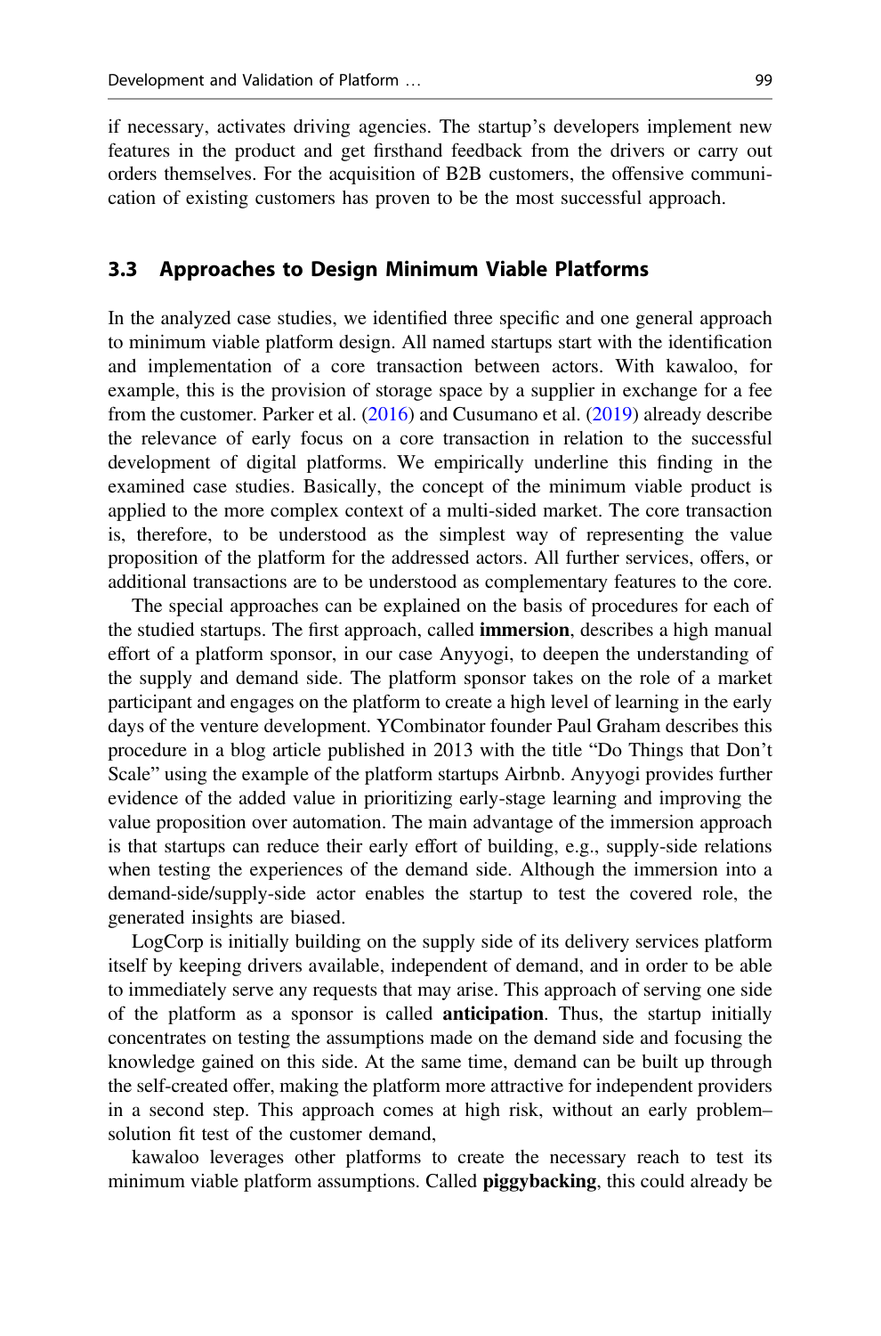if necessary, activates driving agencies. The startup's developers implement new features in the product and get firsthand feedback from the drivers or carry out orders themselves. For the acquisition of B2B customers, the offensive communication of existing customers has proven to be the most successful approach.

### 3.3 Approaches to Design Minimum Viable Platforms

In the analyzed case studies, we identified three specific and one general approach to minimum viable platform design. All named startups start with the identification and implementation of a core transaction between actors. With kawaloo, for example, this is the provision of storage space by a supplier in exchange for a fee from the customer. Parker et al. (2016) and Cusumano et al. (2019) already describe the relevance of early focus on a core transaction in relation to the successful development of digital platforms. We empirically underline this finding in the examined case studies. Basically, the concept of the minimum viable product is applied to the more complex context of a multi-sided market. The core transaction is, therefore, to be understood as the simplest way of representing the value proposition of the platform for the addressed actors. All further services, offers, or additional transactions are to be understood as complementary features to the core.

The special approaches can be explained on the basis of procedures for each of the studied startups. The first approach, called **immersion**, describes a high manual effort of a platform sponsor, in our case Anyyogi, to deepen the understanding of the supply and demand side. The platform sponsor takes on the role of a market participant and engages on the platform to create a high level of learning in the early days of the venture development. YCombinator founder Paul Graham describes this procedure in a blog article published in 2013 with the title "Do Things that Don't Scale" using the example of the platform startups Airbnb. Anyyogi provides further evidence of the added value in prioritizing early-stage learning and improving the value proposition over automation. The main advantage of the immersion approach is that startups can reduce their early effort of building, e.g., supply-side relations when testing the experiences of the demand side. Although the immersion into a demand-side/supply-side actor enables the startup to test the covered role, the generated insights are biased.

LogCorp is initially building on the supply side of its delivery services platform itself by keeping drivers available, independent of demand, and in order to be able to immediately serve any requests that may arise. This approach of serving one side of the platform as a sponsor is called **anticipation**. Thus, the startup initially concentrates on testing the assumptions made on the demand side and focusing the knowledge gained on this side. At the same time, demand can be built up through the self-created offer, making the platform more attractive for independent providers in a second step. This approach comes at high risk, without an early problem–solution fit test of the customer demand,

kawaloo leverages other platforms to create the necessary reach to test its minimum viable platform assumptions. Called **piggybacking**, this could already be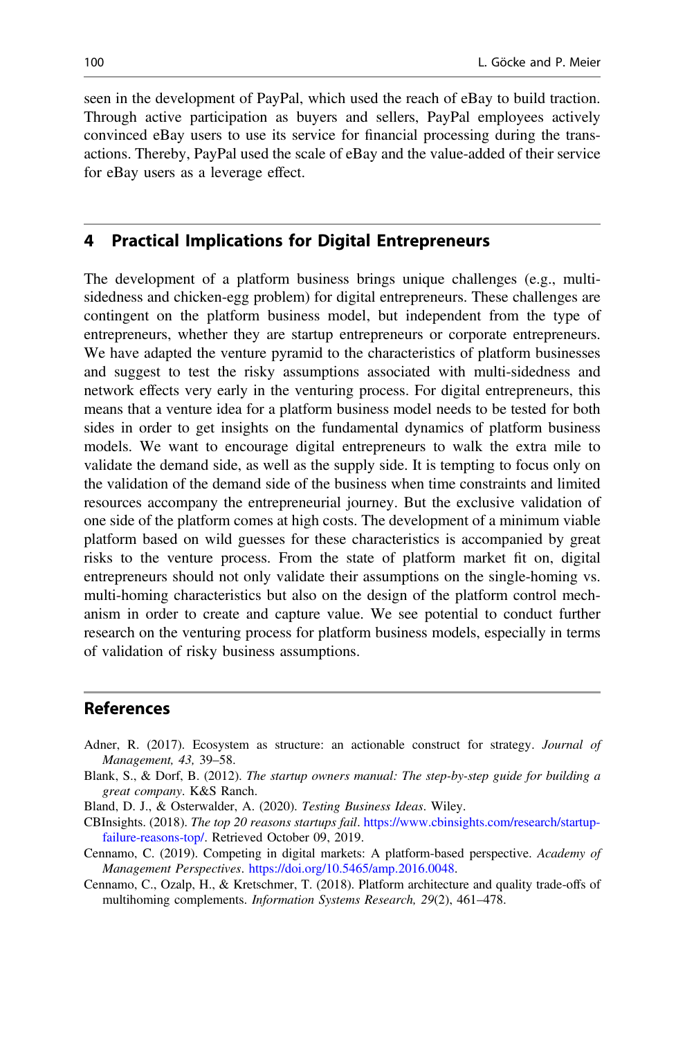seen in the development of PayPal, which used the reach of eBay to build traction. Through active participation as buyers and sellers, PayPal employees actively convinced eBay users to use its service for financial processing during the transactions. Thereby, PayPal used the scale of eBay and the value-added of their service for eBay users as a leverage effect.

## 4 Practical Implications for Digital Entrepreneurs

The development of a platform business brings unique challenges (e.g., multi-sidedness and chicken-egg problem) for digital entrepreneurs. These challenges are contingent on the platform business model, but independent from the type of entrepreneurs, whether they are startup entrepreneurs or corporate entrepreneurs. We have adapted the venture pyramid to the characteristics of platform businesses and suggest to test the risky assumptions associated with multi-sidedness and network effects very early in the venturing process. For digital entrepreneurs, this means that a venture idea for a platform business model needs to be tested for both sides in order to get insights on the fundamental dynamics of platform business models. We want to encourage digital entrepreneurs to walk the extra mile to validate the demand side, as well as the supply side. It is tempting to focus only on the validation of the demand side of the business when time constraints and limited resources accompany the entrepreneurial journey. But the exclusive validation of one side of the platform comes at high costs. The development of a minimum viable platform based on wild guesses for these characteristics is accompanied by great risks to the venture process. From the state of platform market fit on, digital entrepreneurs should not only validate their assumptions on the single-homing vs. multi-homing characteristics but also on the design of the platform control mechanism in order to create and capture value. We see potential to conduct further research on the venturing process for platform business models, especially in terms of validation of risky business assumptions.

## References

Adner, R. (2017). Ecosystem as structure: an actionable construct for strategy. *Journal of Management, 43*, 39–58.

Blank, S., & Dorf, B. (2012). *The startup owners manual: The step-by-step guide for building a great company*. K&S Ranch.

Bland, D. J., & Osterwalder, A. (2020). *Testing Business Ideas*. Wiley.

CBInsights. (2018). *The top 20 reasons startups fail*. https://www.cbinsights.com/research/startup-failure-reasons-top/. Retrieved October 09, 2019.

Cennamo, C. (2019). Competing in digital markets: A platform-based perspective. *Academy of Management Perspectives*. https://doi.org/10.5465/amp.2016.0048.

Cennamo, C., Ozalp, H., & Kretschmer, T. (2018). Platform architecture and quality trade-offs of multihoming complements. *Information Systems Research, 29*(2), 461–478.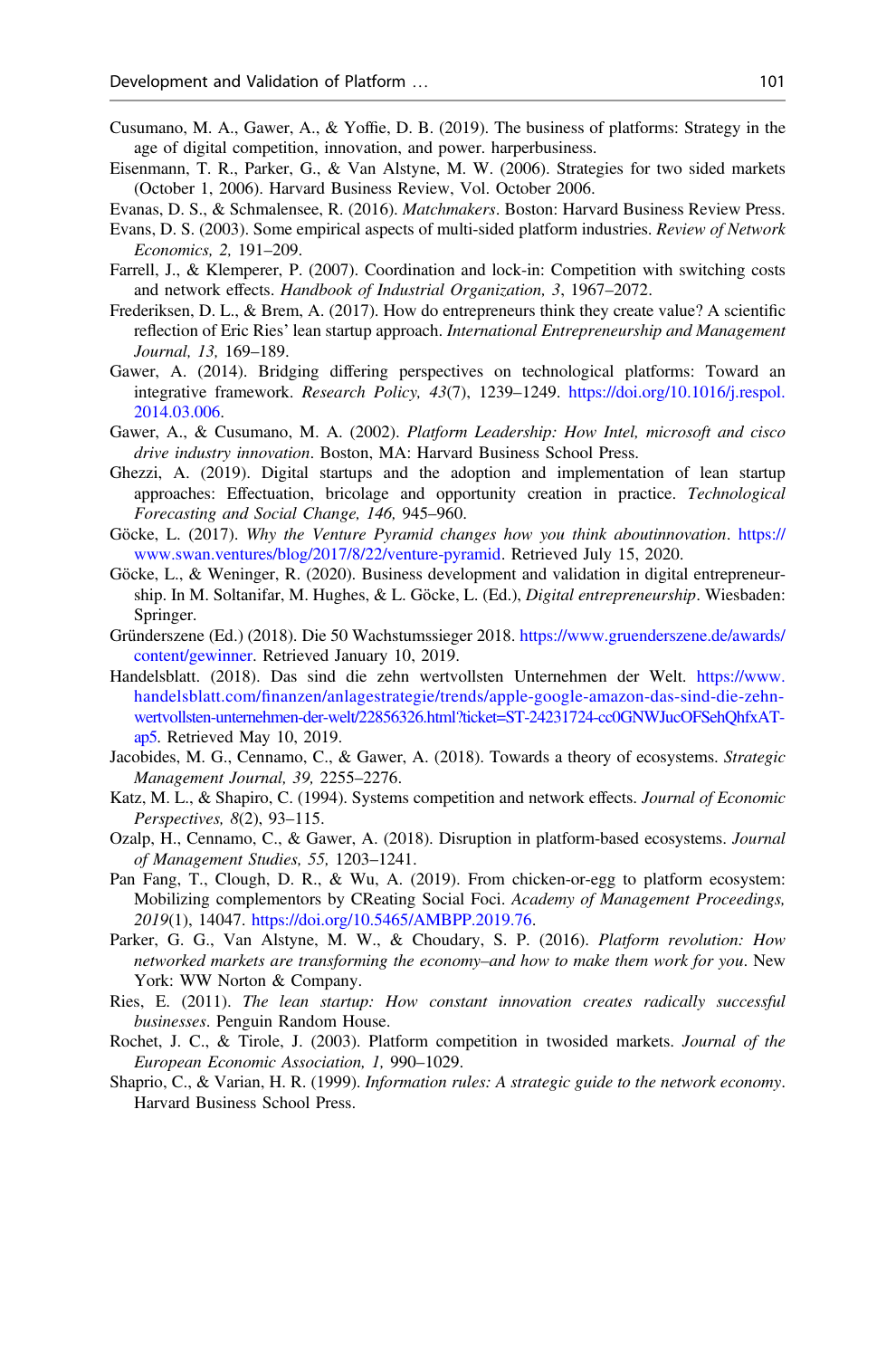Cusumano, M. A., Gawer, A., & Yoffie, D. B. (2019). The business of platforms: Strategy in the age of digital competition, innovation, and power. harperbusiness.

Eisenmann, T. R., Parker, G., & Van Alstyne, M. W. (2006). Strategies for two sided markets (October 1, 2006). Harvard Business Review, Vol. October 2006.

Evanas, D. S., & Schmalensee, R. (2016). *Matchmakers*. Boston: Harvard Business Review Press.

Evans, D. S. (2003). Some empirical aspects of multi-sided platform industries. *Review of Network Economics, 2,* 191–209.

Farrell, J., & Klemperer, P. (2007). Coordination and lock-in: Competition with switching costs and network effects. *Handbook of Industrial Organization, 3*, 1967–2072.

Frederiksen, D. L., & Brem, A. (2017). How do entrepreneurs think they create value? A scientific reflection of Eric Ries' lean startup approach. *International Entrepreneurship and Management Journal, 13,* 169–189.

Gawer, A. (2014). Bridging differing perspectives on technological platforms: Toward an integrative framework. *Research Policy, 43*(7), 1239–1249. https://doi.org/10.1016/j.respol.2014.03.006.

Gawer, A., & Cusumano, M. A. (2002). *Platform Leadership: How Intel, microsoft and cisco drive industry innovation*. Boston, MA: Harvard Business School Press.

Ghezzi, A. (2019). Digital startups and the adoption and implementation of lean startup approaches: Effectuation, bricolage and opportunity creation in practice. *Technological Forecasting and Social Change, 146,* 945–960.

Göcke, L. (2017). *Why the Venture Pyramid changes how you think aboutinnovation*. https://www.swan.ventures/blog/2017/8/22/venture-pyramid. Retrieved July 15, 2020.

Göcke, L., & Weninger, R. (2020). Business development and validation in digital entrepreneurship. In M. Soltanifar, M. Hughes, & L. Göcke, L. (Ed.), *Digital entrepreneurship*. Wiesbaden: Springer.

Gründerszene (Ed.) (2018). Die 50 Wachstumssieger 2018. https://www.gruenderszene.de/awards/content/gewinner. Retrieved January 10, 2019.

Handelsblatt. (2018). Das sind die zehn wertvollsten Unternehmen der Welt. https://www.handelsblatt.com/finanzen/anlagestrategie/trends/apple-google-amazon-das-sind-die-zehn-wertvollsten-unternehmen-der-welt/22856326.html?ticket=ST-24231724-cc0GNWJucOFSehQhfxAT-ap5. Retrieved May 10, 2019.

Jacobides, M. G., Cennamo, C., & Gawer, A. (2018). Towards a theory of ecosystems. *Strategic Management Journal, 39,* 2255–2276.

Katz, M. L., & Shapiro, C. (1994). Systems competition and network effects. *Journal of Economic Perspectives, 8*(2), 93–115.

Ozalp, H., Cennamo, C., & Gawer, A. (2018). Disruption in platform-based ecosystems. *Journal of Management Studies, 55,* 1203–1241.

Pan Fang, T., Clough, D. R., & Wu, A. (2019). From chicken-or-egg to platform ecosystem: Mobilizing complementors by CReating Social Foci. *Academy of Management Proceedings, 2019*(1), 14047. https://doi.org/10.5465/AMBPP.2019.76.

Parker, G. G., Van Alstyne, M. W., & Choudary, S. P. (2016). *Platform revolution: How networked markets are transforming the economy–and how to make them work for you*. New York: WW Norton & Company.

Ries, E. (2011). *The lean startup: How constant innovation creates radically successful businesses*. Penguin Random House.

Rochet, J. C., & Tirole, J. (2003). Platform competition in twosided markets. *Journal of the European Economic Association, 1,* 990–1029.

Shaprio, C., & Varian, H. R. (1999). *Information rules: A strategic guide to the network economy*. Harvard Business School Press.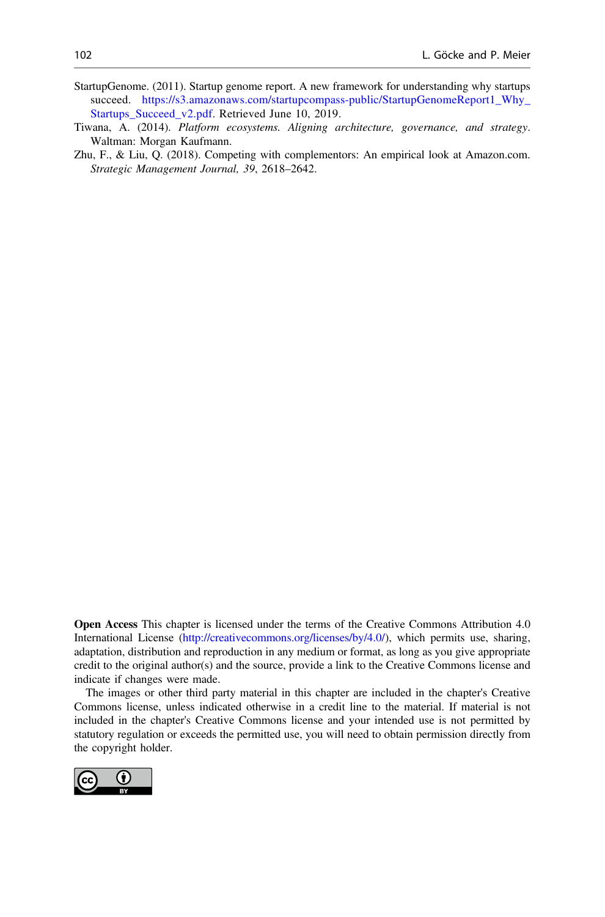StartupGenome. (2011). Startup genome report. A new framework for understanding why startups succeed. https://s3.amazonaws.com/startupcompass-public/StartupGenomeReport1_Why_Startups_Succeed_v2.pdf. Retrieved June 10, 2019.

Tiwana, A. (2014). *Platform ecosystems. Aligning architecture, governance, and strategy*. Waltman: Morgan Kaufmann.

Zhu, F., & Liu, Q. (2018). Competing with complementors: An empirical look at Amazon.com. *Strategic Management Journal, 39*, 2618–2642.

**Open Access** This chapter is licensed under the terms of the Creative Commons Attribution 4.0 International License (http://creativecommons.org/licenses/by/4.0/), which permits use, sharing, adaptation, distribution and reproduction in any medium or format, as long as you give appropriate credit to the original author(s) and the source, provide a link to the Creative Commons license and indicate if changes were made.

The images or other third party material in this chapter are included in the chapter's Creative Commons license, unless indicated otherwise in a credit line to the material. If material is not included in the chapter's Creative Commons license and your intended use is not permitted by statutory regulation or exceeds the permitted use, you will need to obtain permission directly from the copyright holder.